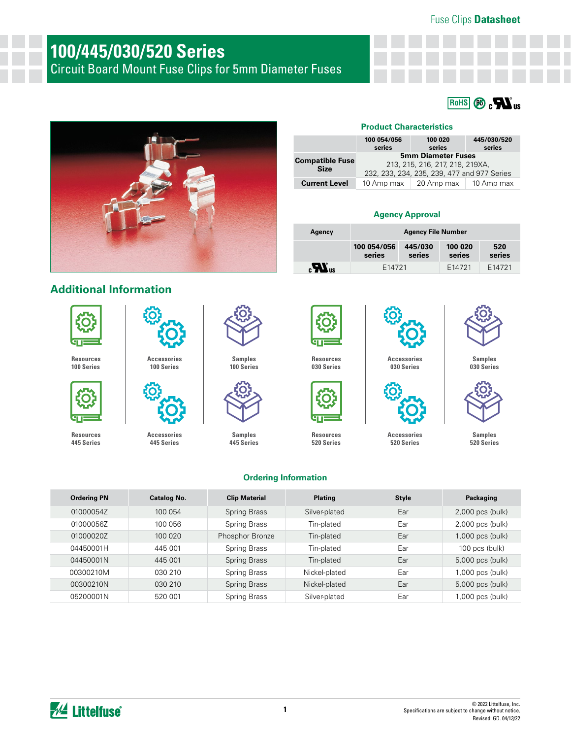Fuse Clips **Datasheet**

# 100/445/030/520 Series

Circuit Board Mount Fuse Clips for 5mm Diameter Fuses

RoHS Pb cULus

### Product Characteristics

| | 100 054/056 series | 100 020 series | 445/030/520 series |
|---|---|---|---|
| **Compatible Fuse Size** | **5mm Diameter Fuses** 213, 215, 216, 217, 218, 219XA, 232, 233, 234, 235, 239, 477 and 977 Series | | |
| **Current Level** | 10 Amp max | 20 Amp max | 10 Amp max |

### Agency Approval

| Agency | Agency File Number | | | |
|---|---|---|---|---|
| | 100 054/056 series | 445/030 series | 100 020 series | 520 series |
| cULus | E14721 | | E14721 | E14721 |

## Additional Information

- Resources 100 Series
- Accessories 100 Series
- Samples 100 Series
- Resources 030 Series
- Accessories 030 Series
- Samples 030 Series
- Resources 445 Series
- Accessories 445 Series
- Samples 445 Series
- Resources 520 Series
- Accessories 520 Series
- Samples 520 Series

### Ordering Information

| Ordering PN | Catalog No. | Clip Material | Plating | Style | Packaging |
|---|---|---|---|---|---|
| 01000054Z | 100 054 | Spring Brass | Silver-plated | Ear | 2,000 pcs (bulk) |
| 01000056Z | 100 056 | Spring Brass | Tin-plated | Ear | 2,000 pcs (bulk) |
| 01000020Z | 100 020 | Phosphor Bronze | Tin-plated | Ear | 1,000 pcs (bulk) |
| 04450001H | 445 001 | Spring Brass | Tin-plated | Ear | 100 pcs (bulk) |
| 04450001N | 445 001 | Spring Brass | Tin-plated | Ear | 5,000 pcs (bulk) |
| 00300210M | 030 210 | Spring Brass | Nickel-plated | Ear | 1,000 pcs (bulk) |
| 00300210N | 030 210 | Spring Brass | Nickel-plated | Ear | 5,000 pcs (bulk) |
| 05200001N | 520 001 | Spring Brass | Silver-plated | Ear | 1,000 pcs (bulk) |

© 2022 Littelfuse, Inc.
Specifications are subject to change without notice.
Revised: GD. 04/13/22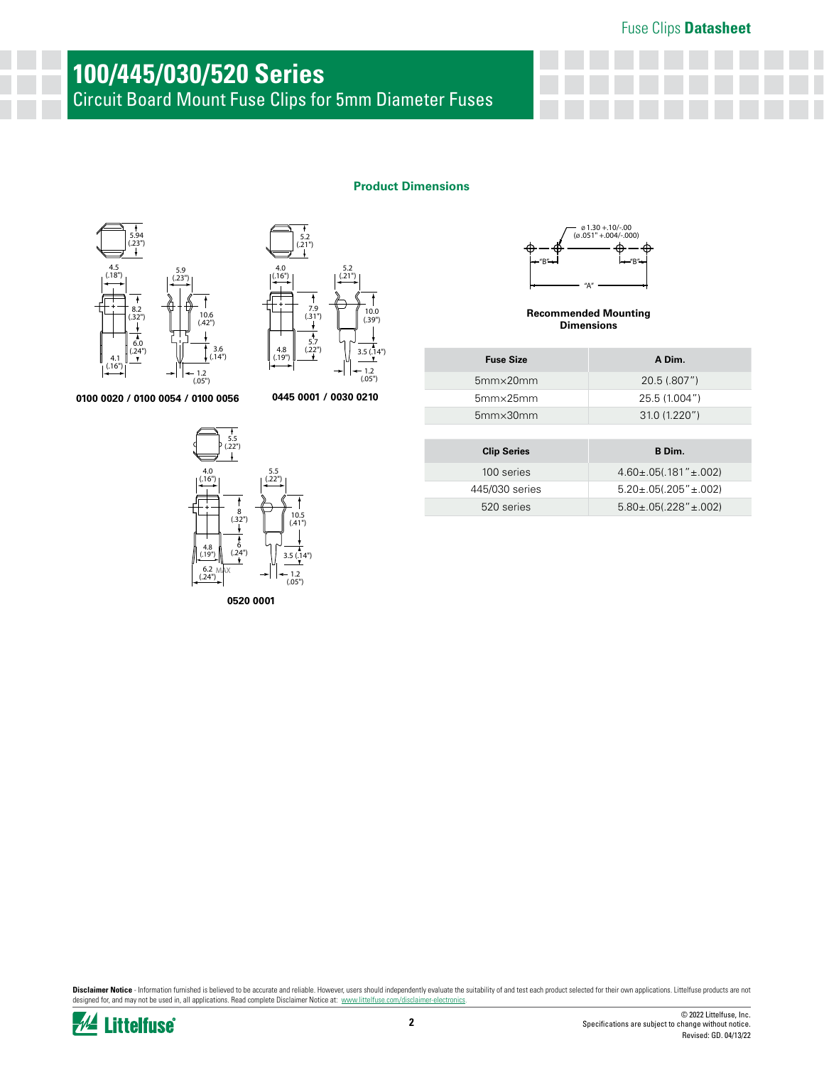# 100/445/030/520 Series

## Circuit Board Mount Fuse Clips for 5mm Diameter Fuses

### Product Dimensions

5.94 (.23")
4.5 (.18")
5.9 (.23")
8.2 (.32")
10.6 (.42")
6.0 (.24")
3.6 (.14")
4.1 (.16")
1.2 (.05")

**0100 0020 / 0100 0054 / 0100 0056**

5.2 (.21")
4.0 (.16")
5.2 (.21")
7.9 (.31")
10.0 (.39")
5.7 (.22")
4.8 (.19")
3.5 (.14")
1.2 (.05")

**0445 0001 / 0030 0210**

5.5 (.22")
4.0 (.16")
5.5 (.22")
8 (.32")
10.5 (.41")
4.8 (.19")
6 (.24")
3.5 (.14")
6.2 MAX (.24")
1.2 (.05")

**0520 0001**

⌀ 1.30 +.10/-.00 (⌀ .051" +.004/-.000)
"B"
"B"
"A"

**Recommended Mounting Dimensions**

| Fuse Size | A Dim. |
|---|---|
| 5mm×20mm | 20.5 (.807") |
| 5mm×25mm | 25.5 (1.004") |
| 5mm×30mm | 31.0 (1.220") |

| Clip Series | B Dim. |
|---|---|
| 100 series | 4.60±.05(.181"±.002) |
| 445/030 series | 5.20±.05(.205"±.002) |
| 520 series | 5.80±.05(.228"±.002) |

**Disclaimer Notice** - Information furnished is believed to be accurate and reliable. However, users should independently evaluate the suitability of and test each product selected for their own applications. Littelfuse products are not designed for, and may not be used in, all applications. Read complete Disclaimer Notice at: www.littelfuse.com/disclaimer-electronics.